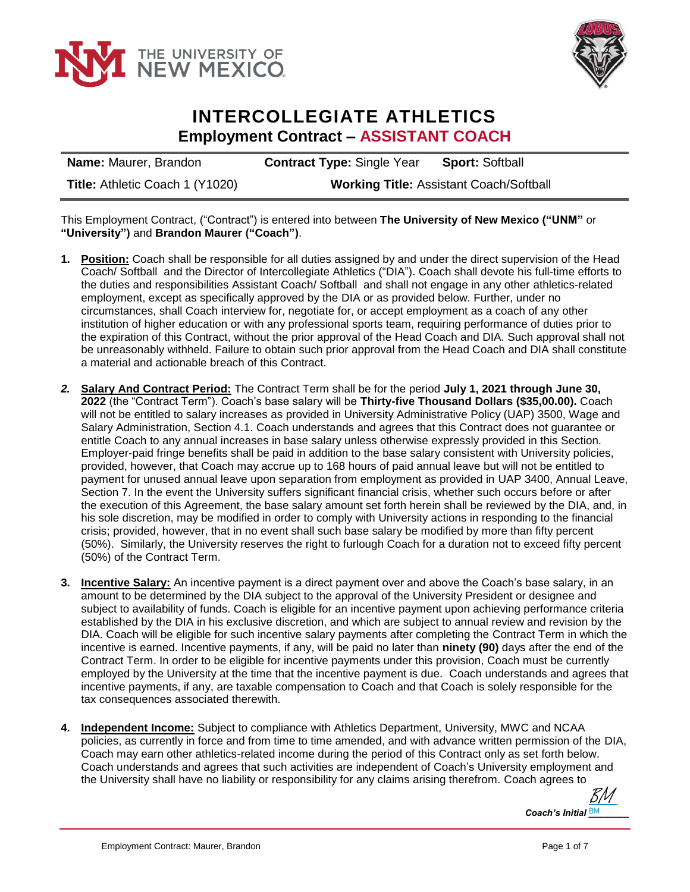# INTERCOLLEGIATE ATHLETICS

## Employment Contract – ASSISTANT COACH

| | | |
|---|---|---|
| **Name:** Maurer, Brandon | **Contract Type:** Single Year | **Sport:** Softball |
| **Title:** Athletic Coach 1 (Y1020) | **Working Title:** Assistant Coach/Softball | |

This Employment Contract, ("Contract") is entered into between **The University of New Mexico ("UNM"** or **"University")** and **Brandon Maurer ("Coach")**.

1. **Position:** Coach shall be responsible for all duties assigned by and under the direct supervision of the Head Coach/ Softball and the Director of Intercollegiate Athletics ("DIA"). Coach shall devote his full-time efforts to the duties and responsibilities Assistant Coach/ Softball and shall not engage in any other athletics-related employment, except as specifically approved by the DIA or as provided below. Further, under no circumstances, shall Coach interview for, negotiate for, or accept employment as a coach of any other institution of higher education or with any professional sports team, requiring performance of duties prior to the expiration of this Contract, without the prior approval of the Head Coach and DIA. Such approval shall not be unreasonably withheld. Failure to obtain such prior approval from the Head Coach and DIA shall constitute a material and actionable breach of this Contract.

2. **Salary And Contract Period:** The Contract Term shall be for the period **July 1, 2021 through June 30, 2022** (the "Contract Term"). Coach's base salary will be **Thirty-five Thousand Dollars ($35,00.00).** Coach will not be entitled to salary increases as provided in University Administrative Policy (UAP) 3500, Wage and Salary Administration, Section 4.1. Coach understands and agrees that this Contract does not guarantee or entitle Coach to any annual increases in base salary unless otherwise expressly provided in this Section. Employer-paid fringe benefits shall be paid in addition to the base salary consistent with University policies, provided, however, that Coach may accrue up to 168 hours of paid annual leave but will not be entitled to payment for unused annual leave upon separation from employment as provided in UAP 3400, Annual Leave, Section 7. In the event the University suffers significant financial crisis, whether such occurs before or after the execution of this Agreement, the base salary amount set forth herein shall be reviewed by the DIA, and, in his sole discretion, may be modified in order to comply with University actions in responding to the financial crisis; provided, however, that in no event shall such base salary be modified by more than fifty percent (50%). Similarly, the University reserves the right to furlough Coach for a duration not to exceed fifty percent (50%) of the Contract Term.

3. **Incentive Salary:** An incentive payment is a direct payment over and above the Coach's base salary, in an amount to be determined by the DIA subject to the approval of the University President or designee and subject to availability of funds. Coach is eligible for an incentive payment upon achieving performance criteria established by the DIA in his exclusive discretion, and which are subject to annual review and revision by the DIA. Coach will be eligible for such incentive salary payments after completing the Contract Term in which the incentive is earned. Incentive payments, if any, will be paid no later than **ninety (90)** days after the end of the Contract Term. In order to be eligible for incentive payments under this provision, Coach must be currently employed by the University at the time that the incentive payment is due. Coach understands and agrees that incentive payments, if any, are taxable compensation to Coach and that Coach is solely responsible for the tax consequences associated therewith.

4. **Independent Income:** Subject to compliance with Athletics Department, University, MWC and NCAA policies, as currently in force and from time to time amended, and with advance written permission of the DIA, Coach may earn other athletics-related income during the period of this Contract only as set forth below. Coach understands and agrees that such activities are independent of Coach's University employment and the University shall have no liability or responsibility for any claims arising therefrom. Coach agrees to

*Coach's Initial* BM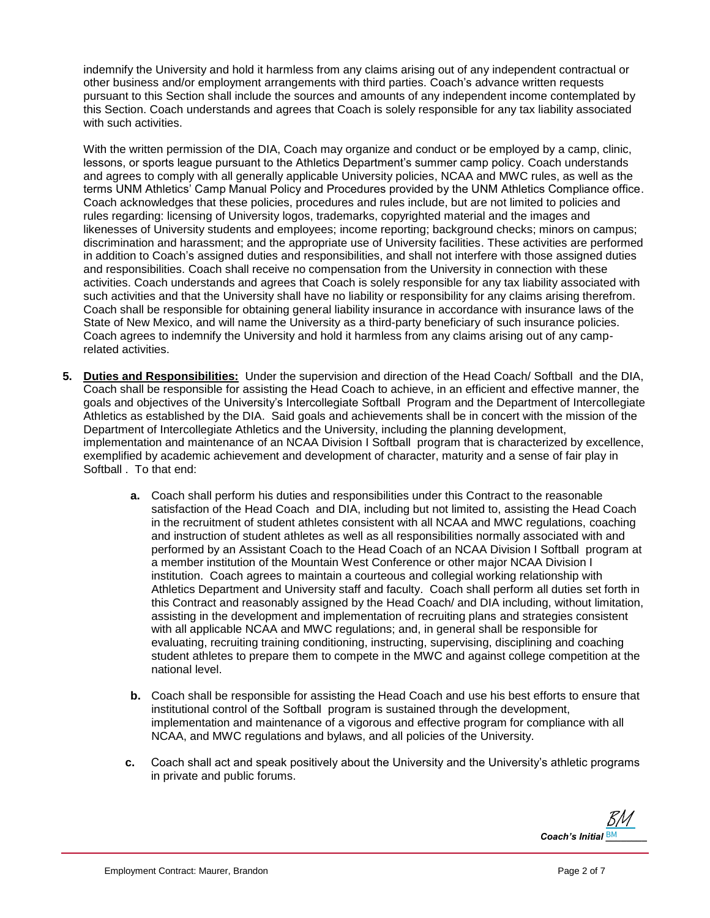indemnify the University and hold it harmless from any claims arising out of any independent contractual or other business and/or employment arrangements with third parties. Coach's advance written requests pursuant to this Section shall include the sources and amounts of any independent income contemplated by this Section. Coach understands and agrees that Coach is solely responsible for any tax liability associated with such activities.

With the written permission of the DIA, Coach may organize and conduct or be employed by a camp, clinic, lessons, or sports league pursuant to the Athletics Department's summer camp policy. Coach understands and agrees to comply with all generally applicable University policies, NCAA and MWC rules, as well as the terms UNM Athletics' Camp Manual Policy and Procedures provided by the UNM Athletics Compliance office. Coach acknowledges that these policies, procedures and rules include, but are not limited to policies and rules regarding: licensing of University logos, trademarks, copyrighted material and the images and likenesses of University students and employees; income reporting; background checks; minors on campus; discrimination and harassment; and the appropriate use of University facilities. These activities are performed in addition to Coach's assigned duties and responsibilities, and shall not interfere with those assigned duties and responsibilities. Coach shall receive no compensation from the University in connection with these activities. Coach understands and agrees that Coach is solely responsible for any tax liability associated with such activities and that the University shall have no liability or responsibility for any claims arising therefrom. Coach shall be responsible for obtaining general liability insurance in accordance with insurance laws of the State of New Mexico, and will name the University as a third-party beneficiary of such insurance policies. Coach agrees to indemnify the University and hold it harmless from any claims arising out of any camp-related activities.

5. **Duties and Responsibilities:** Under the supervision and direction of the Head Coach/ Softball and the DIA, Coach shall be responsible for assisting the Head Coach to achieve, in an efficient and effective manner, the goals and objectives of the University's Intercollegiate Softball Program and the Department of Intercollegiate Athletics as established by the DIA. Said goals and achievements shall be in concert with the mission of the Department of Intercollegiate Athletics and the University, including the planning development, implementation and maintenance of an NCAA Division I Softball program that is characterized by excellence, exemplified by academic achievement and development of character, maturity and a sense of fair play in Softball . To that end:

   **a.** Coach shall perform his duties and responsibilities under this Contract to the reasonable satisfaction of the Head Coach and DIA, including but not limited to, assisting the Head Coach in the recruitment of student athletes consistent with all NCAA and MWC regulations, coaching and instruction of student athletes as well as all responsibilities normally associated with and performed by an Assistant Coach to the Head Coach of an NCAA Division I Softball program at a member institution of the Mountain West Conference or other major NCAA Division I institution. Coach agrees to maintain a courteous and collegial working relationship with Athletics Department and University staff and faculty. Coach shall perform all duties set forth in this Contract and reasonably assigned by the Head Coach/ and DIA including, without limitation, assisting in the development and implementation of recruiting plans and strategies consistent with all applicable NCAA and MWC regulations; and, in general shall be responsible for evaluating, recruiting training conditioning, instructing, supervising, disciplining and coaching student athletes to prepare them to compete in the MWC and against college competition at the national level.

   **b.** Coach shall be responsible for assisting the Head Coach and use his best efforts to ensure that institutional control of the Softball program is sustained through the development, implementation and maintenance of a vigorous and effective program for compliance with all NCAA, and MWC regulations and bylaws, and all policies of the University.

   **c.** Coach shall act and speak positively about the University and the University's athletic programs in private and public forums.

*Coach's Initial* BM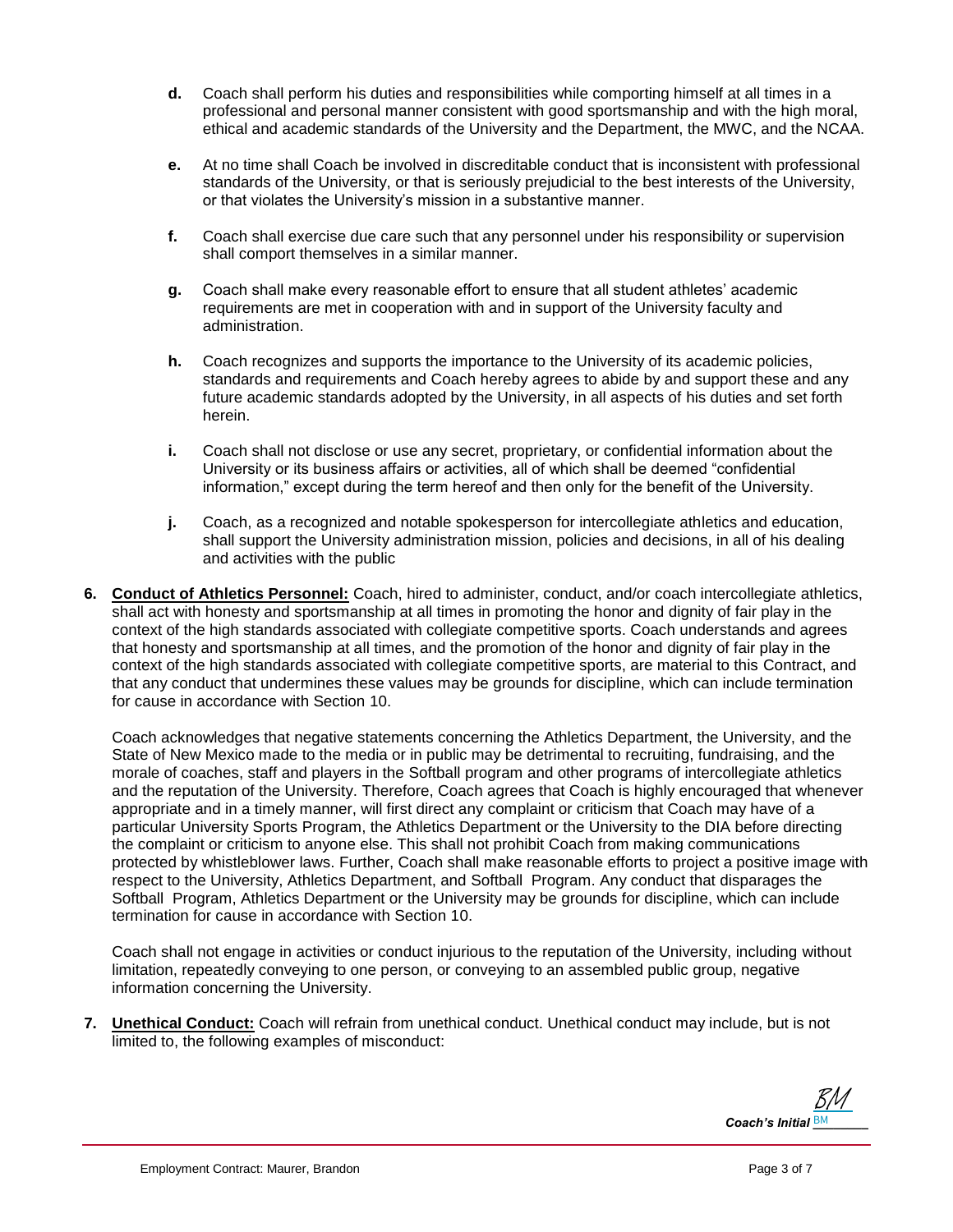**d.** Coach shall perform his duties and responsibilities while comporting himself at all times in a professional and personal manner consistent with good sportsmanship and with the high moral, ethical and academic standards of the University and the Department, the MWC, and the NCAA.

**e.** At no time shall Coach be involved in discreditable conduct that is inconsistent with professional standards of the University, or that is seriously prejudicial to the best interests of the University, or that violates the University's mission in a substantive manner.

**f.** Coach shall exercise due care such that any personnel under his responsibility or supervision shall comport themselves in a similar manner.

**g.** Coach shall make every reasonable effort to ensure that all student athletes' academic requirements are met in cooperation with and in support of the University faculty and administration.

**h.** Coach recognizes and supports the importance to the University of its academic policies, standards and requirements and Coach hereby agrees to abide by and support these and any future academic standards adopted by the University, in all aspects of his duties and set forth herein.

**i.** Coach shall not disclose or use any secret, proprietary, or confidential information about the University or its business affairs or activities, all of which shall be deemed "confidential information," except during the term hereof and then only for the benefit of the University.

**j.** Coach, as a recognized and notable spokesperson for intercollegiate athletics and education, shall support the University administration mission, policies and decisions, in all of his dealing and activities with the public

**6. Conduct of Athletics Personnel:** Coach, hired to administer, conduct, and/or coach intercollegiate athletics, shall act with honesty and sportsmanship at all times in promoting the honor and dignity of fair play in the context of the high standards associated with collegiate competitive sports. Coach understands and agrees that honesty and sportsmanship at all times, and the promotion of the honor and dignity of fair play in the context of the high standards associated with collegiate competitive sports, are material to this Contract, and that any conduct that undermines these values may be grounds for discipline, which can include termination for cause in accordance with Section 10.

Coach acknowledges that negative statements concerning the Athletics Department, the University, and the State of New Mexico made to the media or in public may be detrimental to recruiting, fundraising, and the morale of coaches, staff and players in the Softball program and other programs of intercollegiate athletics and the reputation of the University. Therefore, Coach agrees that Coach is highly encouraged that whenever appropriate and in a timely manner, will first direct any complaint or criticism that Coach may have of a particular University Sports Program, the Athletics Department or the University to the DIA before directing the complaint or criticism to anyone else. This shall not prohibit Coach from making communications protected by whistleblower laws. Further, Coach shall make reasonable efforts to project a positive image with respect to the University, Athletics Department, and Softball Program. Any conduct that disparages the Softball Program, Athletics Department or the University may be grounds for discipline, which can include termination for cause in accordance with Section 10.

Coach shall not engage in activities or conduct injurious to the reputation of the University, including without limitation, repeatedly conveying to one person, or conveying to an assembled public group, negative information concerning the University.

**7. Unethical Conduct:** Coach will refrain from unethical conduct. Unethical conduct may include, but is not limited to, the following examples of misconduct:

*Coach's Initial* BM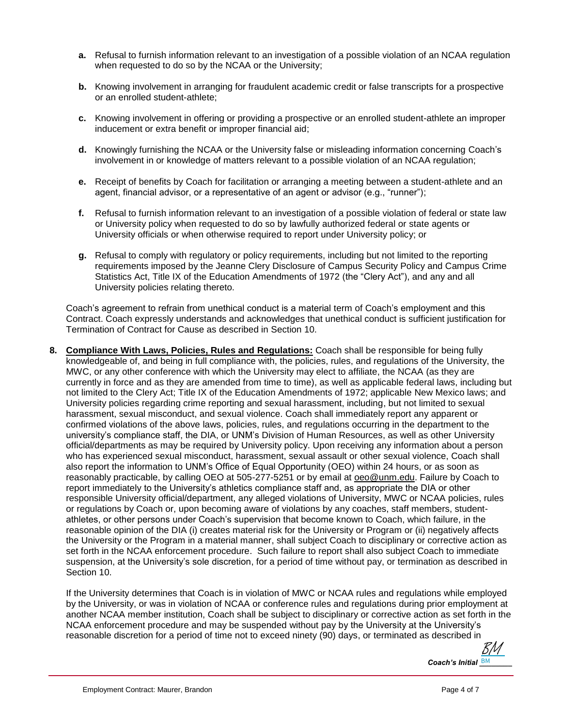**a.** Refusal to furnish information relevant to an investigation of a possible violation of an NCAA regulation when requested to do so by the NCAA or the University;

**b.** Knowing involvement in arranging for fraudulent academic credit or false transcripts for a prospective or an enrolled student-athlete;

**c.** Knowing involvement in offering or providing a prospective or an enrolled student-athlete an improper inducement or extra benefit or improper financial aid;

**d.** Knowingly furnishing the NCAA or the University false or misleading information concerning Coach's involvement in or knowledge of matters relevant to a possible violation of an NCAA regulation;

**e.** Receipt of benefits by Coach for facilitation or arranging a meeting between a student-athlete and an agent, financial advisor, or a representative of an agent or advisor (e.g., "runner");

**f.** Refusal to furnish information relevant to an investigation of a possible violation of federal or state law or University policy when requested to do so by lawfully authorized federal or state agents or University officials or when otherwise required to report under University policy; or

**g.** Refusal to comply with regulatory or policy requirements, including but not limited to the reporting requirements imposed by the Jeanne Clery Disclosure of Campus Security Policy and Campus Crime Statistics Act, Title IX of the Education Amendments of 1972 (the "Clery Act"), and any and all University policies relating thereto.

Coach's agreement to refrain from unethical conduct is a material term of Coach's employment and this Contract. Coach expressly understands and acknowledges that unethical conduct is sufficient justification for Termination of Contract for Cause as described in Section 10.

**8. <u>Compliance With Laws, Policies, Rules and Regulations:</u>** Coach shall be responsible for being fully knowledgeable of, and being in full compliance with, the policies, rules, and regulations of the University, the MWC, or any other conference with which the University may elect to affiliate, the NCAA (as they are currently in force and as they are amended from time to time), as well as applicable federal laws, including but not limited to the Clery Act; Title IX of the Education Amendments of 1972; applicable New Mexico laws; and University policies regarding crime reporting and sexual harassment, including, but not limited to sexual harassment, sexual misconduct, and sexual violence. Coach shall immediately report any apparent or confirmed violations of the above laws, policies, rules, and regulations occurring in the department to the university's compliance staff, the DIA, or UNM's Division of Human Resources, as well as other University official/departments as may be required by University policy. Upon receiving any information about a person who has experienced sexual misconduct, harassment, sexual assault or other sexual violence, Coach shall also report the information to UNM's Office of Equal Opportunity (OEO) within 24 hours, or as soon as reasonably practicable, by calling OEO at 505-277-5251 or by email at oeo@unm.edu. Failure by Coach to report immediately to the University's athletics compliance staff and, as appropriate the DIA or other responsible University official/department, any alleged violations of University, MWC or NCAA policies, rules or regulations by Coach or, upon becoming aware of violations by any coaches, staff members, student-athletes, or other persons under Coach's supervision that become known to Coach, which failure, in the reasonable opinion of the DIA (i) creates material risk for the University or Program or (ii) negatively affects the University or the Program in a material manner, shall subject Coach to disciplinary or corrective action as set forth in the NCAA enforcement procedure. Such failure to report shall also subject Coach to immediate suspension, at the University's sole discretion, for a period of time without pay, or termination as described in Section 10.

If the University determines that Coach is in violation of MWC or NCAA rules and regulations while employed by the University, or was in violation of NCAA or conference rules and regulations during prior employment at another NCAA member institution, Coach shall be subject to disciplinary or corrective action as set forth in the NCAA enforcement procedure and may be suspended without pay by the University at the University's reasonable discretion for a period of time not to exceed ninety (90) days, or terminated as described in

*Coach's Initial* BM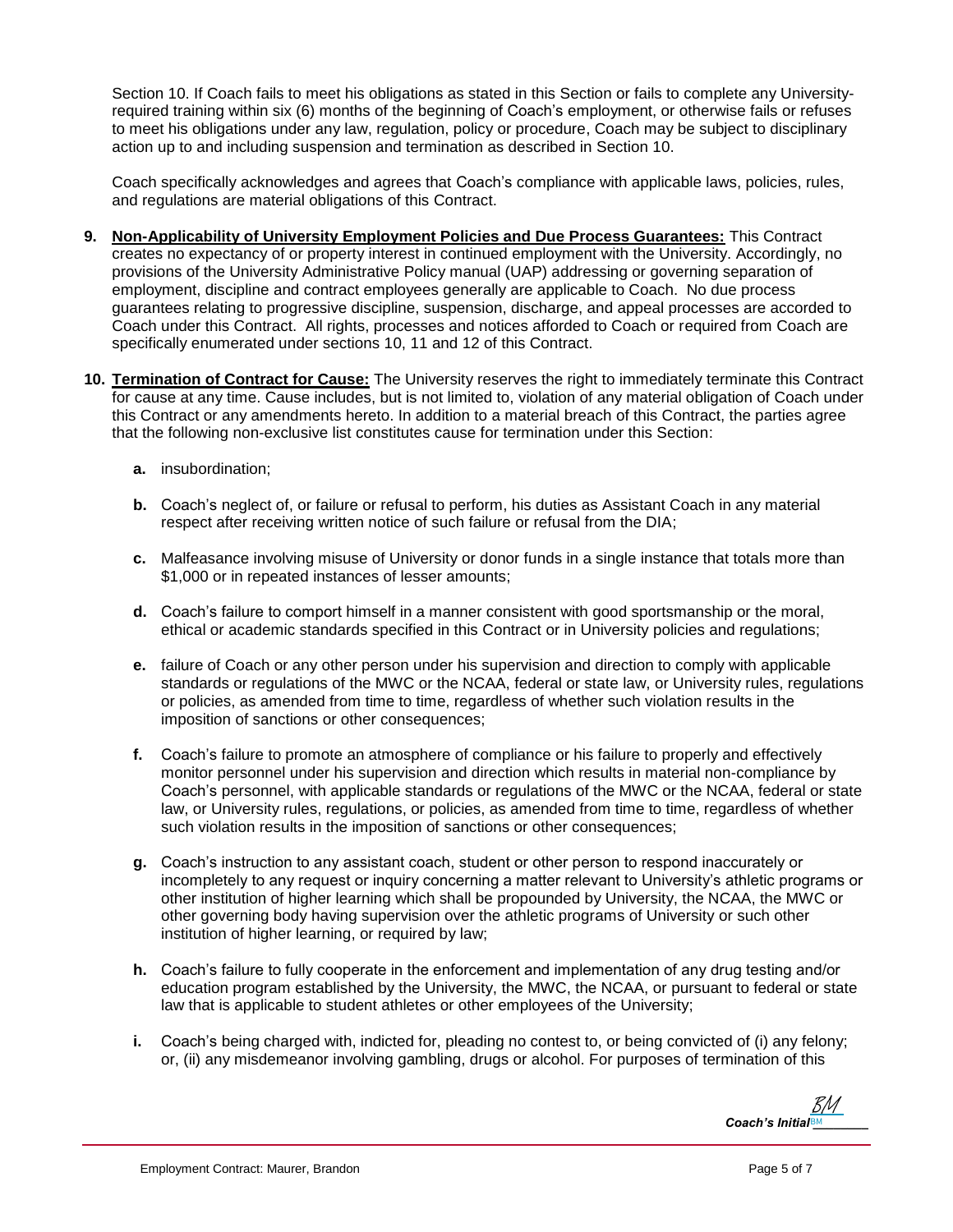Section 10. If Coach fails to meet his obligations as stated in this Section or fails to complete any University-required training within six (6) months of the beginning of Coach's employment, or otherwise fails or refuses to meet his obligations under any law, regulation, policy or procedure, Coach may be subject to disciplinary action up to and including suspension and termination as described in Section 10.

Coach specifically acknowledges and agrees that Coach's compliance with applicable laws, policies, rules, and regulations are material obligations of this Contract.

9. **Non-Applicability of University Employment Policies and Due Process Guarantees:** This Contract creates no expectancy of or property interest in continued employment with the University. Accordingly, no provisions of the University Administrative Policy manual (UAP) addressing or governing separation of employment, discipline and contract employees generally are applicable to Coach. No due process guarantees relating to progressive discipline, suspension, discharge, and appeal processes are accorded to Coach under this Contract. All rights, processes and notices afforded to Coach or required from Coach are specifically enumerated under sections 10, 11 and 12 of this Contract.

10. **Termination of Contract for Cause:** The University reserves the right to immediately terminate this Contract for cause at any time. Cause includes, but is not limited to, violation of any material obligation of Coach under this Contract or any amendments hereto. In addition to a material breach of this Contract, the parties agree that the following non-exclusive list constitutes cause for termination under this Section:

    **a.** insubordination;

    **b.** Coach's neglect of, or failure or refusal to perform, his duties as Assistant Coach in any material respect after receiving written notice of such failure or refusal from the DIA;

    **c.** Malfeasance involving misuse of University or donor funds in a single instance that totals more than $1,000 or in repeated instances of lesser amounts;

    **d.** Coach's failure to comport himself in a manner consistent with good sportsmanship or the moral, ethical or academic standards specified in this Contract or in University policies and regulations;

    **e.** failure of Coach or any other person under his supervision and direction to comply with applicable standards or regulations of the MWC or the NCAA, federal or state law, or University rules, regulations or policies, as amended from time to time, regardless of whether such violation results in the imposition of sanctions or other consequences;

    **f.** Coach's failure to promote an atmosphere of compliance or his failure to properly and effectively monitor personnel under his supervision and direction which results in material non-compliance by Coach's personnel, with applicable standards or regulations of the MWC or the NCAA, federal or state law, or University rules, regulations, or policies, as amended from time to time, regardless of whether such violation results in the imposition of sanctions or other consequences;

    **g.** Coach's instruction to any assistant coach, student or other person to respond inaccurately or incompletely to any request or inquiry concerning a matter relevant to University's athletic programs or other institution of higher learning which shall be propounded by University, the NCAA, the MWC or other governing body having supervision over the athletic programs of University or such other institution of higher learning, or required by law;

    **h.** Coach's failure to fully cooperate in the enforcement and implementation of any drug testing and/or education program established by the University, the MWC, the NCAA, or pursuant to federal or state law that is applicable to student athletes or other employees of the University;

    **i.** Coach's being charged with, indicted for, pleading no contest to, or being convicted of (i) any felony; or, (ii) any misdemeanor involving gambling, drugs or alcohol. For purposes of termination of this

*Coach's Initial* BM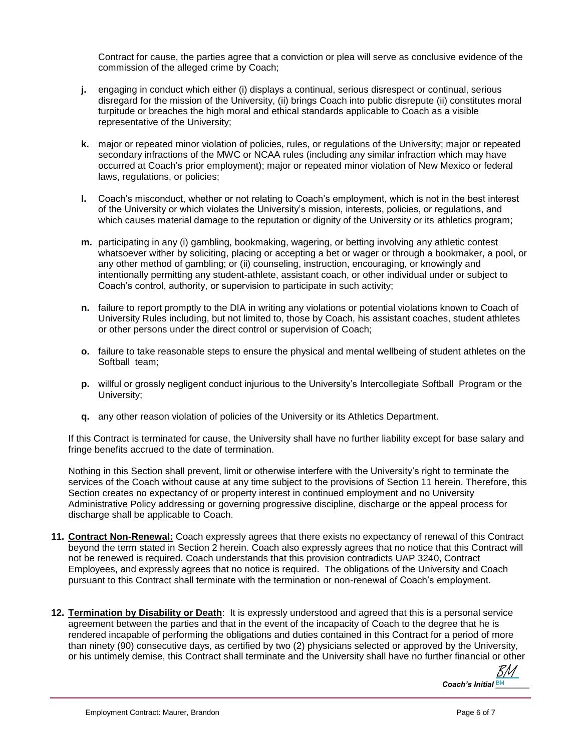Contract for cause, the parties agree that a conviction or plea will serve as conclusive evidence of the commission of the alleged crime by Coach;

**j.** engaging in conduct which either (i) displays a continual, serious disrespect or continual, serious disregard for the mission of the University, (ii) brings Coach into public disrepute (ii) constitutes moral turpitude or breaches the high moral and ethical standards applicable to Coach as a visible representative of the University;

**k.** major or repeated minor violation of policies, rules, or regulations of the University; major or repeated secondary infractions of the MWC or NCAA rules (including any similar infraction which may have occurred at Coach's prior employment); major or repeated minor violation of New Mexico or federal laws, regulations, or policies;

**l.** Coach's misconduct, whether or not relating to Coach's employment, which is not in the best interest of the University or which violates the University's mission, interests, policies, or regulations, and which causes material damage to the reputation or dignity of the University or its athletics program;

**m.** participating in any (i) gambling, bookmaking, wagering, or betting involving any athletic contest whatsoever wither by soliciting, placing or accepting a bet or wager or through a bookmaker, a pool, or any other method of gambling; or (ii) counseling, instruction, encouraging, or knowingly and intentionally permitting any student-athlete, assistant coach, or other individual under or subject to Coach's control, authority, or supervision to participate in such activity;

**n.** failure to report promptly to the DIA in writing any violations or potential violations known to Coach of University Rules including, but not limited to, those by Coach, his assistant coaches, student athletes or other persons under the direct control or supervision of Coach;

**o.** failure to take reasonable steps to ensure the physical and mental wellbeing of student athletes on the Softball team;

**p.** willful or grossly negligent conduct injurious to the University's Intercollegiate Softball Program or the University;

**q.** any other reason violation of policies of the University or its Athletics Department.

If this Contract is terminated for cause, the University shall have no further liability except for base salary and fringe benefits accrued to the date of termination.

Nothing in this Section shall prevent, limit or otherwise interfere with the University's right to terminate the services of the Coach without cause at any time subject to the provisions of Section 11 herein. Therefore, this Section creates no expectancy of or property interest in continued employment and no University Administrative Policy addressing or governing progressive discipline, discharge or the appeal process for discharge shall be applicable to Coach.

**11. Contract Non-Renewal:** Coach expressly agrees that there exists no expectancy of renewal of this Contract beyond the term stated in Section 2 herein. Coach also expressly agrees that no notice that this Contract will not be renewed is required. Coach understands that this provision contradicts UAP 3240, Contract Employees, and expressly agrees that no notice is required. The obligations of the University and Coach pursuant to this Contract shall terminate with the termination or non-renewal of Coach's employment.

**12. Termination by Disability or Death**: It is expressly understood and agreed that this is a personal service agreement between the parties and that in the event of the incapacity of Coach to the degree that he is rendered incapable of performing the obligations and duties contained in this Contract for a period of more than ninety (90) consecutive days, as certified by two (2) physicians selected or approved by the University, or his untimely demise, this Contract shall terminate and the University shall have no further financial or other

*Coach's Initial* BM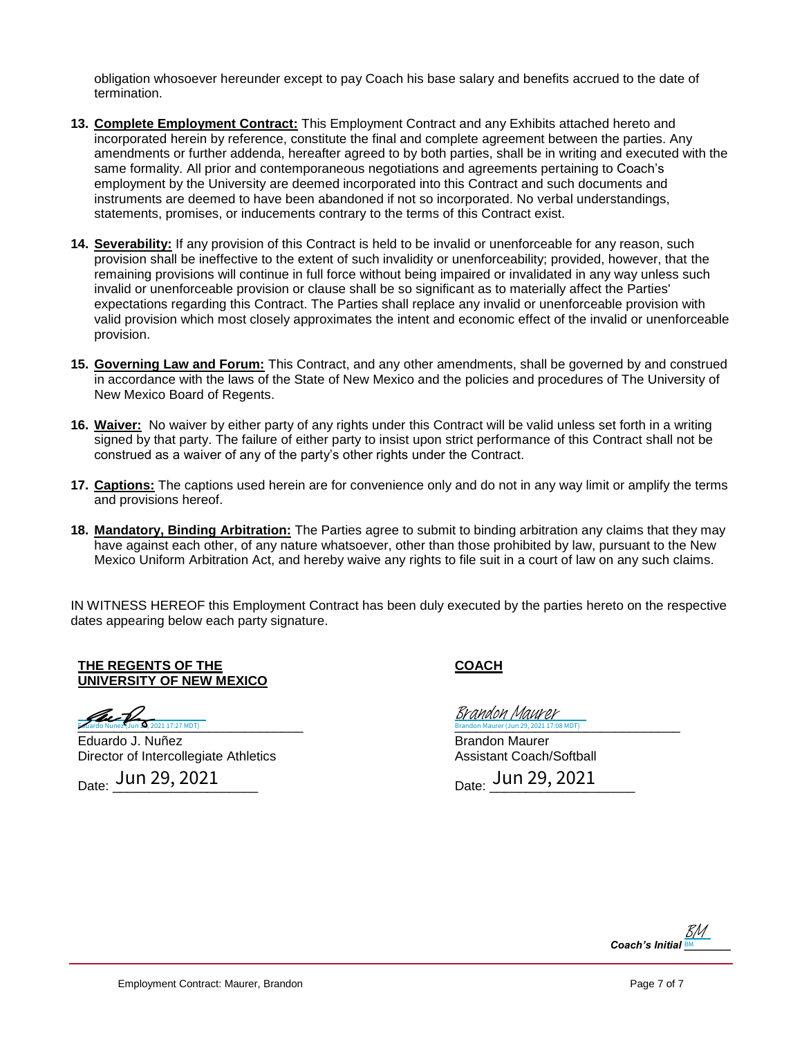obligation whosoever hereunder except to pay Coach his base salary and benefits accrued to the date of termination.

13. **Complete Employment Contract:** This Employment Contract and any Exhibits attached hereto and incorporated herein by reference, constitute the final and complete agreement between the parties. Any amendments or further addenda, hereafter agreed to by both parties, shall be in writing and executed with the same formality. All prior and contemporaneous negotiations and agreements pertaining to Coach's employment by the University are deemed incorporated into this Contract and such documents and instruments are deemed to have been abandoned if not so incorporated. No verbal understandings, statements, promises, or inducements contrary to the terms of this Contract exist.

14. **Severability:** If any provision of this Contract is held to be invalid or unenforceable for any reason, such provision shall be ineffective to the extent of such invalidity or unenforceability; provided, however, that the remaining provisions will continue in full force without being impaired or invalidated in any way unless such invalid or unenforceable provision or clause shall be so significant as to materially affect the Parties' expectations regarding this Contract. The Parties shall replace any invalid or unenforceable provision with valid provision which most closely approximates the intent and economic effect of the invalid or unenforceable provision.

15. **Governing Law and Forum:** This Contract, and any other amendments, shall be governed by and construed in accordance with the laws of the State of New Mexico and the policies and procedures of The University of New Mexico Board of Regents.

16. **Waiver:** No waiver by either party of any rights under this Contract will be valid unless set forth in a writing signed by that party. The failure of either party to insist upon strict performance of this Contract shall not be construed as a waiver of any of the party's other rights under the Contract.

17. **Captions:** The captions used herein are for convenience only and do not in any way limit or amplify the terms and provisions hereof.

18. **Mandatory, Binding Arbitration:** The Parties agree to submit to binding arbitration any claims that they may have against each other, of any nature whatsoever, other than those prohibited by law, pursuant to the New Mexico Uniform Arbitration Act, and hereby waive any rights to file suit in a court of law on any such claims.

IN WITNESS HEREOF this Employment Contract has been duly executed by the parties hereto on the respective dates appearing below each party signature.

**THE REGENTS OF THE UNIVERSITY OF NEW MEXICO**

Eduardo Nunez (Jun 29, 2021 17:27 MDT)

Eduardo J. Nuñez
Director of Intercollegiate Athletics

Date: Jun 29, 2021

**COACH**

Brandon Maurer
Brandon Maurer (Jun 29, 2021 17:08 MDT)

Brandon Maurer
Assistant Coach/Softball

Date: Jun 29, 2021

*Coach's Initial* BM